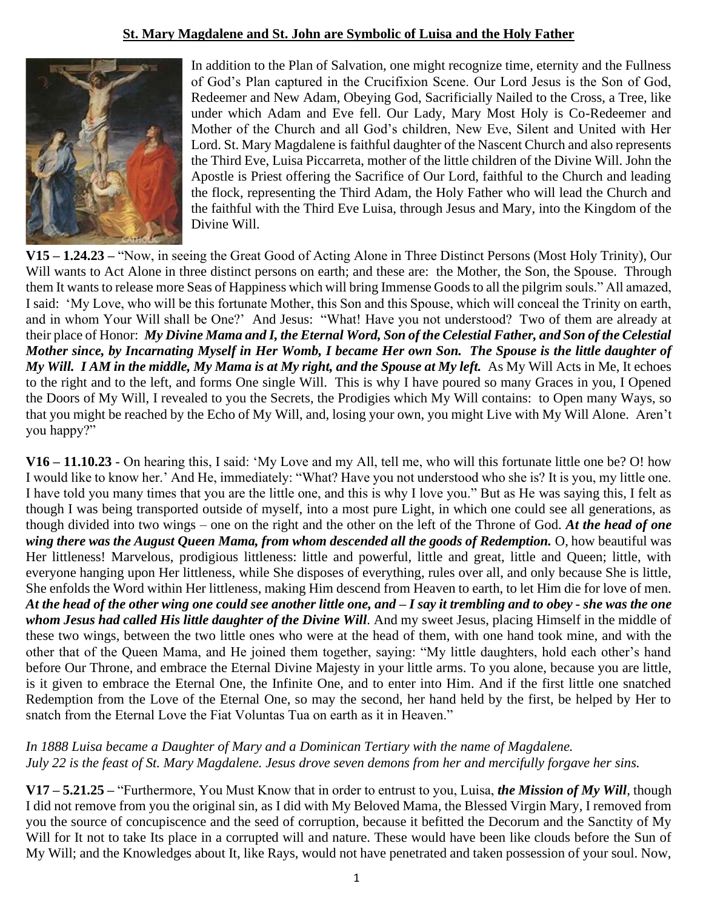**St. Mary Magdalene and St. John are Symbolic of Luisa and the Holy Father**

In addition to the Plan of Salvation, one might recognize time, eternity and the Fullness of God's Plan captured in the Crucifixion Scene. Our Lord Jesus is the Son of God, Redeemer and New Adam, Obeying God, Sacrificially Nailed to the Cross, a Tree, like under which Adam and Eve fell. Our Lady, Mary Most Holy is Co-Redeemer and Mother of the Church and all God's children, New Eve, Silent and United with Her Lord. St. Mary Magdalene is faithful daughter of the Nascent Church and also represents the Third Eve, Luisa Piccarreta, mother of the little children of the Divine Will. John the Apostle is Priest offering the Sacrifice of Our Lord, faithful to the Church and leading the flock, representing the Third Adam, the Holy Father who will lead the Church and the faithful with the Third Eve Luisa, through Jesus and Mary, into the Kingdom of the Divine Will.

**V15 – 1.24.23 –** "Now, in seeing the Great Good of Acting Alone in Three Distinct Persons (Most Holy Trinity), Our Will wants to Act Alone in three distinct persons on earth; and these are: the Mother, the Son, the Spouse. Through them It wants to release more Seas of Happiness which will bring Immense Goods to all the pilgrim souls." All amazed, I said: 'My Love, who will be this fortunate Mother, this Son and this Spouse, which will conceal the Trinity on earth, and in whom Your Will shall be One?' And Jesus: "What! Have you not understood? Two of them are already at their place of Honor: ***My Divine Mama and I, the Eternal Word, Son of the Celestial Father, and Son of the Celestial Mother since, by Incarnating Myself in Her Womb, I became Her own Son. The Spouse is the little daughter of My Will. I AM in the middle, My Mama is at My right, and the Spouse at My left.*** As My Will Acts in Me, It echoes to the right and to the left, and forms One single Will. This is why I have poured so many Graces in you, I Opened the Doors of My Will, I revealed to you the Secrets, the Prodigies which My Will contains: to Open many Ways, so that you might be reached by the Echo of My Will, and, losing your own, you might Live with My Will Alone. Aren't you happy?"

**V16 – 11.10.23** - On hearing this, I said: 'My Love and my All, tell me, who will this fortunate little one be? O! how I would like to know her.' And He, immediately: "What? Have you not understood who she is? It is you, my little one. I have told you many times that you are the little one, and this is why I love you." But as He was saying this, I felt as though I was being transported outside of myself, into a most pure Light, in which one could see all generations, as though divided into two wings – one on the right and the other on the left of the Throne of God. ***At the head of one wing there was the August Queen Mama, from whom descended all the goods of Redemption.*** O, how beautiful was Her littleness! Marvelous, prodigious littleness: little and powerful, little and great, little and Queen; little, with everyone hanging upon Her littleness, while She disposes of everything, rules over all, and only because She is little, She enfolds the Word within Her littleness, making Him descend from Heaven to earth, to let Him die for love of men. ***At the head of the other wing one could see another little one, and – I say it trembling and to obey - she was the one whom Jesus had called His little daughter of the Divine Will***. And my sweet Jesus, placing Himself in the middle of these two wings, between the two little ones who were at the head of them, with one hand took mine, and with the other that of the Queen Mama, and He joined them together, saying: "My little daughters, hold each other's hand before Our Throne, and embrace the Eternal Divine Majesty in your little arms. To you alone, because you are little, is it given to embrace the Eternal One, the Infinite One, and to enter into Him. And if the first little one snatched Redemption from the Love of the Eternal One, so may the second, her hand held by the first, be helped by Her to snatch from the Eternal Love the Fiat Voluntas Tua on earth as it in Heaven."

*In 1888 Luisa became a Daughter of Mary and a Dominican Tertiary with the name of Magdalene.*
*July 22 is the feast of St. Mary Magdalene. Jesus drove seven demons from her and mercifully forgave her sins.*

**V17 – 5.21.25 –** "Furthermore, You Must Know that in order to entrust to you, Luisa, ***the Mission of My Will***, though I did not remove from you the original sin, as I did with My Beloved Mama, the Blessed Virgin Mary, I removed from you the source of concupiscence and the seed of corruption, because it befitted the Decorum and the Sanctity of My Will for It not to take Its place in a corrupted will and nature. These would have been like clouds before the Sun of My Will; and the Knowledges about It, like Rays, would not have penetrated and taken possession of your soul. Now,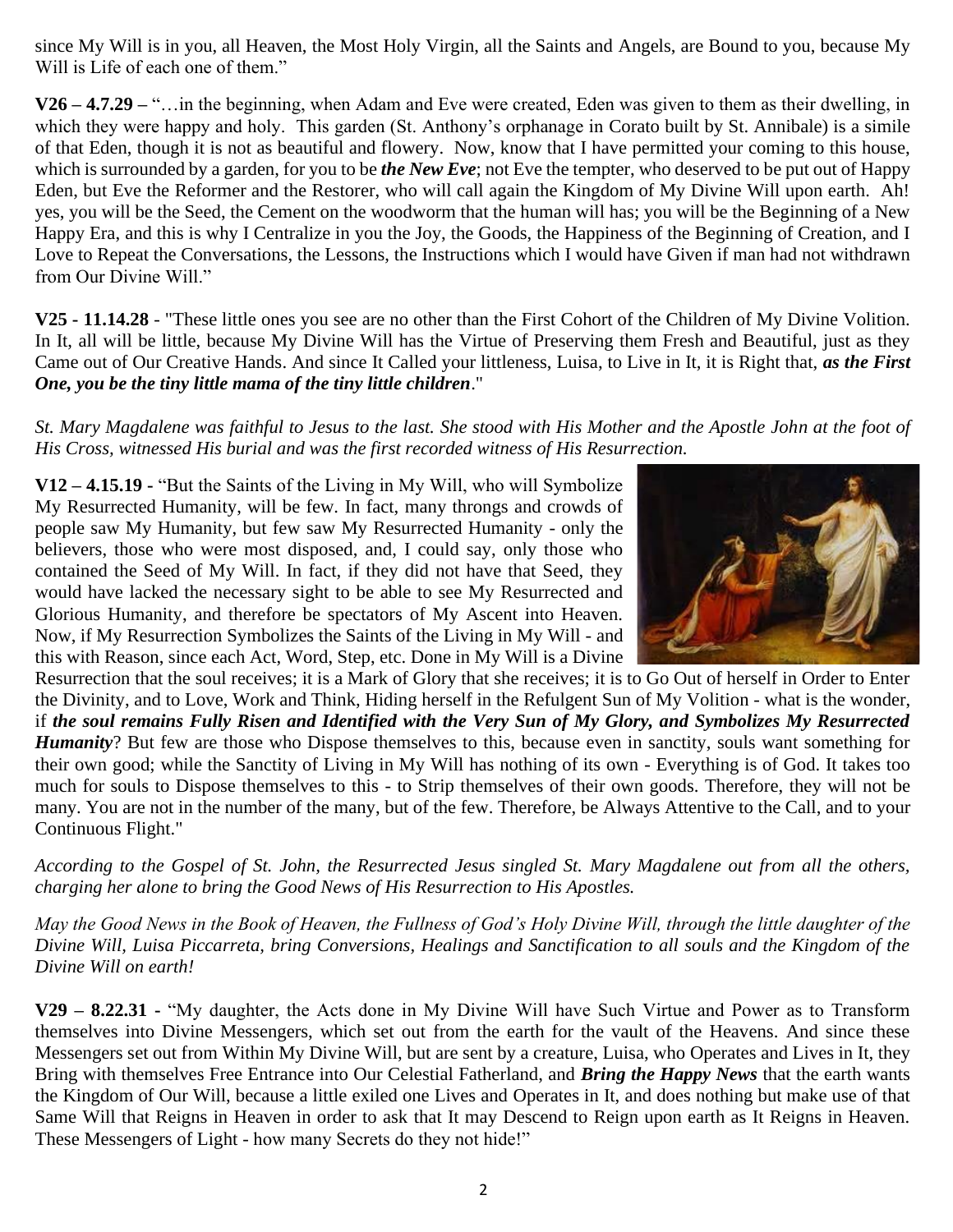since My Will is in you, all Heaven, the Most Holy Virgin, all the Saints and Angels, are Bound to you, because My Will is Life of each one of them."

**V26 – 4.7.29 –** "…in the beginning, when Adam and Eve were created, Eden was given to them as their dwelling, in which they were happy and holy. This garden (St. Anthony's orphanage in Corato built by St. Annibale) is a simile of that Eden, though it is not as beautiful and flowery. Now, know that I have permitted your coming to this house, which is surrounded by a garden, for you to be ***the New Eve***; not Eve the tempter, who deserved to be put out of Happy Eden, but Eve the Reformer and the Restorer, who will call again the Kingdom of My Divine Will upon earth. Ah! yes, you will be the Seed, the Cement on the woodworm that the human will has; you will be the Beginning of a New Happy Era, and this is why I Centralize in you the Joy, the Goods, the Happiness of the Beginning of Creation, and I Love to Repeat the Conversations, the Lessons, the Instructions which I would have Given if man had not withdrawn from Our Divine Will."

**V25 - 11.14.28** - "These little ones you see are no other than the First Cohort of the Children of My Divine Volition. In It, all will be little, because My Divine Will has the Virtue of Preserving them Fresh and Beautiful, just as they Came out of Our Creative Hands. And since It Called your littleness, Luisa, to Live in It, it is Right that, ***as the First One, you be the tiny little mama of the tiny little children***."

*St. Mary Magdalene was faithful to Jesus to the last. She stood with His Mother and the Apostle John at the foot of His Cross, witnessed His burial and was the first recorded witness of His Resurrection.*

**V12 – 4.15.19 -** "But the Saints of the Living in My Will, who will Symbolize My Resurrected Humanity, will be few. In fact, many throngs and crowds of people saw My Humanity, but few saw My Resurrected Humanity - only the believers, those who were most disposed, and, I could say, only those who contained the Seed of My Will. In fact, if they did not have that Seed, they would have lacked the necessary sight to be able to see My Resurrected and Glorious Humanity, and therefore be spectators of My Ascent into Heaven. Now, if My Resurrection Symbolizes the Saints of the Living in My Will - and this with Reason, since each Act, Word, Step, etc. Done in My Will is a Divine Resurrection that the soul receives; it is a Mark of Glory that she receives; it is to Go Out of herself in Order to Enter the Divinity, and to Love, Work and Think, Hiding herself in the Refulgent Sun of My Volition - what is the wonder, if ***the soul remains Fully Risen and Identified with the Very Sun of My Glory, and Symbolizes My Resurrected Humanity***? But few are those who Dispose themselves to this, because even in sanctity, souls want something for their own good; while the Sanctity of Living in My Will has nothing of its own - Everything is of God. It takes too much for souls to Dispose themselves to this - to Strip themselves of their own goods. Therefore, they will not be many. You are not in the number of the many, but of the few. Therefore, be Always Attentive to the Call, and to your Continuous Flight."

*According to the Gospel of St. John, the Resurrected Jesus singled St. Mary Magdalene out from all the others, charging her alone to bring the Good News of His Resurrection to His Apostles.*

*May the Good News in the Book of Heaven, the Fullness of God's Holy Divine Will, through the little daughter of the Divine Will, Luisa Piccarreta, bring Conversions, Healings and Sanctification to all souls and the Kingdom of the Divine Will on earth!*

**V29 – 8.22.31 -** "My daughter, the Acts done in My Divine Will have Such Virtue and Power as to Transform themselves into Divine Messengers, which set out from the earth for the vault of the Heavens. And since these Messengers set out from Within My Divine Will, but are sent by a creature, Luisa, who Operates and Lives in It, they Bring with themselves Free Entrance into Our Celestial Fatherland, and ***Bring the Happy News*** that the earth wants the Kingdom of Our Will, because a little exiled one Lives and Operates in It, and does nothing but make use of that Same Will that Reigns in Heaven in order to ask that It may Descend to Reign upon earth as It Reigns in Heaven. These Messengers of Light - how many Secrets do they not hide!"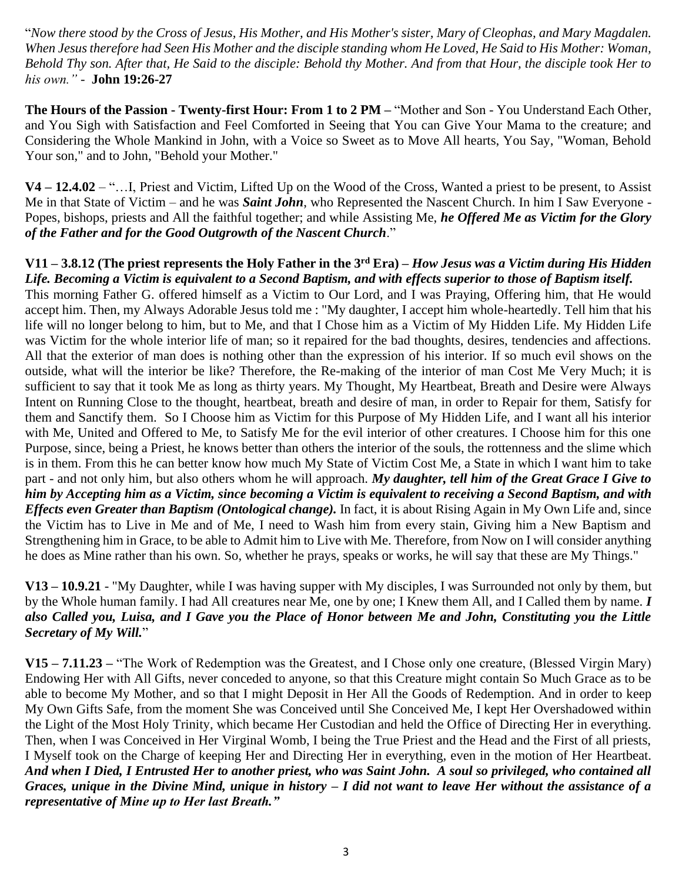"*Now there stood by the Cross of Jesus, His Mother, and His Mother's sister, Mary of Cleophas, and Mary Magdalen. When Jesus therefore had Seen His Mother and the disciple standing whom He Loved, He Said to His Mother: Woman, Behold Thy son. After that, He Said to the disciple: Behold thy Mother. And from that Hour, the disciple took Her to his own."* - **John 19:26-27**

**The Hours of the Passion - Twenty-first Hour: From 1 to 2 PM –** "Mother and Son - You Understand Each Other, and You Sigh with Satisfaction and Feel Comforted in Seeing that You can Give Your Mama to the creature; and Considering the Whole Mankind in John, with a Voice so Sweet as to Move All hearts, You Say, "Woman, Behold Your son," and to John, "Behold your Mother."

**V4 – 12.4.02** – "…I, Priest and Victim, Lifted Up on the Wood of the Cross, Wanted a priest to be present, to Assist Me in that State of Victim – and he was ***Saint John***, who Represented the Nascent Church. In him I Saw Everyone - Popes, bishops, priests and All the faithful together; and while Assisting Me, ***he Offered Me as Victim for the Glory of the Father and for the Good Outgrowth of the Nascent Church***."

**V11 – 3.8.12 (The priest represents the Holy Father in the 3rd Era) –** ***How Jesus was a Victim during His Hidden Life. Becoming a Victim is equivalent to a Second Baptism, and with effects superior to those of Baptism itself.***
This morning Father G. offered himself as a Victim to Our Lord, and I was Praying, Offering him, that He would accept him. Then, my Always Adorable Jesus told me : "My daughter, I accept him whole-heartedly. Tell him that his life will no longer belong to him, but to Me, and that I Chose him as a Victim of My Hidden Life. My Hidden Life was Victim for the whole interior life of man; so it repaired for the bad thoughts, desires, tendencies and affections. All that the exterior of man does is nothing other than the expression of his interior. If so much evil shows on the outside, what will the interior be like? Therefore, the Re-making of the interior of man Cost Me Very Much; it is sufficient to say that it took Me as long as thirty years. My Thought, My Heartbeat, Breath and Desire were Always Intent on Running Close to the thought, heartbeat, breath and desire of man, in order to Repair for them, Satisfy for them and Sanctify them. So I Choose him as Victim for this Purpose of My Hidden Life, and I want all his interior with Me, United and Offered to Me, to Satisfy Me for the evil interior of other creatures. I Choose him for this one Purpose, since, being a Priest, he knows better than others the interior of the souls, the rottenness and the slime which is in them. From this he can better know how much My State of Victim Cost Me, a State in which I want him to take part - and not only him, but also others whom he will approach. ***My daughter, tell him of the Great Grace I Give to him by Accepting him as a Victim, since becoming a Victim is equivalent to receiving a Second Baptism, and with Effects even Greater than Baptism (Ontological change).*** In fact, it is about Rising Again in My Own Life and, since the Victim has to Live in Me and of Me, I need to Wash him from every stain, Giving him a New Baptism and Strengthening him in Grace, to be able to Admit him to Live with Me. Therefore, from Now on I will consider anything he does as Mine rather than his own. So, whether he prays, speaks or works, he will say that these are My Things."

**V13 – 10.9.21** - "My Daughter, while I was having supper with My disciples, I was Surrounded not only by them, but by the Whole human family. I had All creatures near Me, one by one; I Knew them All, and I Called them by name. ***I also Called you, Luisa, and I Gave you the Place of Honor between Me and John, Constituting you the Little Secretary of My Will.***"

**V15 – 7.11.23 –** "The Work of Redemption was the Greatest, and I Chose only one creature, (Blessed Virgin Mary) Endowing Her with All Gifts, never conceded to anyone, so that this Creature might contain So Much Grace as to be able to become My Mother, and so that I might Deposit in Her All the Goods of Redemption. And in order to keep My Own Gifts Safe, from the moment She was Conceived until She Conceived Me, I kept Her Overshadowed within the Light of the Most Holy Trinity, which became Her Custodian and held the Office of Directing Her in everything. Then, when I was Conceived in Her Virginal Womb, I being the True Priest and the Head and the First of all priests, I Myself took on the Charge of keeping Her and Directing Her in everything, even in the motion of Her Heartbeat. ***And when I Died, I Entrusted Her to another priest, who was Saint John. A soul so privileged, who contained all Graces, unique in the Divine Mind, unique in history – I did not want to leave Her without the assistance of a representative of Mine up to Her last Breath."***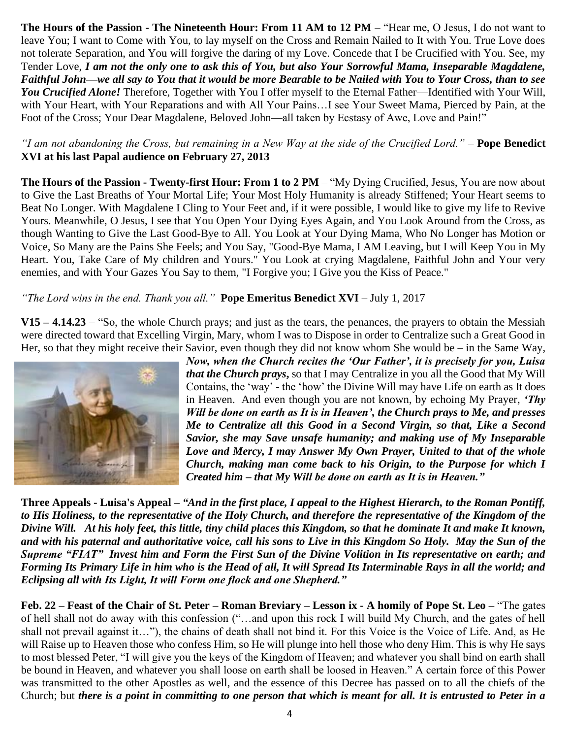**The Hours of the Passion - The Nineteenth Hour: From 11 AM to 12 PM** – "Hear me, O Jesus, I do not want to leave You; I want to Come with You, to lay myself on the Cross and Remain Nailed to It with You. True Love does not tolerate Separation, and You will forgive the daring of my Love. Concede that I be Crucified with You. See, my Tender Love, ***I am not the only one to ask this of You, but also Your Sorrowful Mama, Inseparable Magdalene, Faithful John—we all say to You that it would be more Bearable to be Nailed with You to Your Cross, than to see You Crucified Alone!*** Therefore, Together with You I offer myself to the Eternal Father—Identified with Your Will, with Your Heart, with Your Reparations and with All Your Pains…I see Your Sweet Mama, Pierced by Pain, at the Foot of the Cross; Your Dear Magdalene, Beloved John—all taken by Ecstasy of Awe, Love and Pain!"

*"I am not abandoning the Cross, but remaining in a New Way at the side of the Crucified Lord."* – **Pope Benedict XVI at his last Papal audience on February 27, 2013**

**The Hours of the Passion - Twenty-first Hour: From 1 to 2 PM** – "My Dying Crucified, Jesus, You are now about to Give the Last Breaths of Your Mortal Life; Your Most Holy Humanity is already Stiffened; Your Heart seems to Beat No Longer. With Magdalene I Cling to Your Feet and, if it were possible, I would like to give my life to Revive Yours. Meanwhile, O Jesus, I see that You Open Your Dying Eyes Again, and You Look Around from the Cross, as though Wanting to Give the Last Good-Bye to All. You Look at Your Dying Mama, Who No Longer has Motion or Voice, So Many are the Pains She Feels; and You Say, "Good-Bye Mama, I AM Leaving, but I will Keep You in My Heart. You, Take Care of My children and Yours." You Look at crying Magdalene, Faithful John and Your very enemies, and with Your Gazes You Say to them, "I Forgive you; I Give you the Kiss of Peace."

*"The Lord wins in the end. Thank you all."* **Pope Emeritus Benedict XVI** – July 1, 2017

**V15 – 4.14.23** – "So, the whole Church prays; and just as the tears, the penances, the prayers to obtain the Messiah were directed toward that Excelling Virgin, Mary, whom I was to Dispose in order to Centralize such a Great Good in Her, so that they might receive their Savior, even though they did not know whom She would be – in the Same Way, ***Now, when the Church recites the 'Our Father', it is precisely for you, Luisa that the Church prays,*** so that I may Centralize in you all the Good that My Will Contains, the 'way' - the 'how' the Divine Will may have Life on earth as It does in Heaven. And even though you are not known, by echoing My Prayer, ***'Thy Will be done on earth as It is in Heaven', the Church prays to Me, and presses Me to Centralize all this Good in a Second Virgin, so that, Like a Second Savior, she may Save unsafe humanity; and making use of My Inseparable Love and Mercy, I may Answer My Own Prayer, United to that of the whole Church, making man come back to his Origin, to the Purpose for which I Created him – that My Will be done on earth as It is in Heaven."***

**Three Appeals - Luisa's Appeal –** ***"And in the first place, I appeal to the Highest Hierarch, to the Roman Pontiff, to His Holiness, to the representative of the Holy Church, and therefore the representative of the Kingdom of the Divine Will. At his holy feet, this little, tiny child places this Kingdom, so that he dominate It and make It known, and with his paternal and authoritative voice, call his sons to Live in this Kingdom So Holy. May the Sun of the Supreme "FIAT" Invest him and Form the First Sun of the Divine Volition in Its representative on earth; and Forming Its Primary Life in him who is the Head of all, It will Spread Its Interminable Rays in all the world; and Eclipsing all with Its Light, It will Form one flock and one Shepherd."***

**Feb. 22 – Feast of the Chair of St. Peter – Roman Breviary – Lesson ix - A homily of Pope St. Leo –** "The gates of hell shall not do away with this confession ("…and upon this rock I will build My Church, and the gates of hell shall not prevail against it…"), the chains of death shall not bind it. For this Voice is the Voice of Life. And, as He will Raise up to Heaven those who confess Him, so He will plunge into hell those who deny Him. This is why He says to most blessed Peter, "I will give you the keys of the Kingdom of Heaven; and whatever you shall bind on earth shall be bound in Heaven, and whatever you shall loose on earth shall be loosed in Heaven." A certain force of this Power was transmitted to the other Apostles as well, and the essence of this Decree has passed on to all the chiefs of the Church; but ***there is a point in committing to one person that which is meant for all. It is entrusted to Peter in a***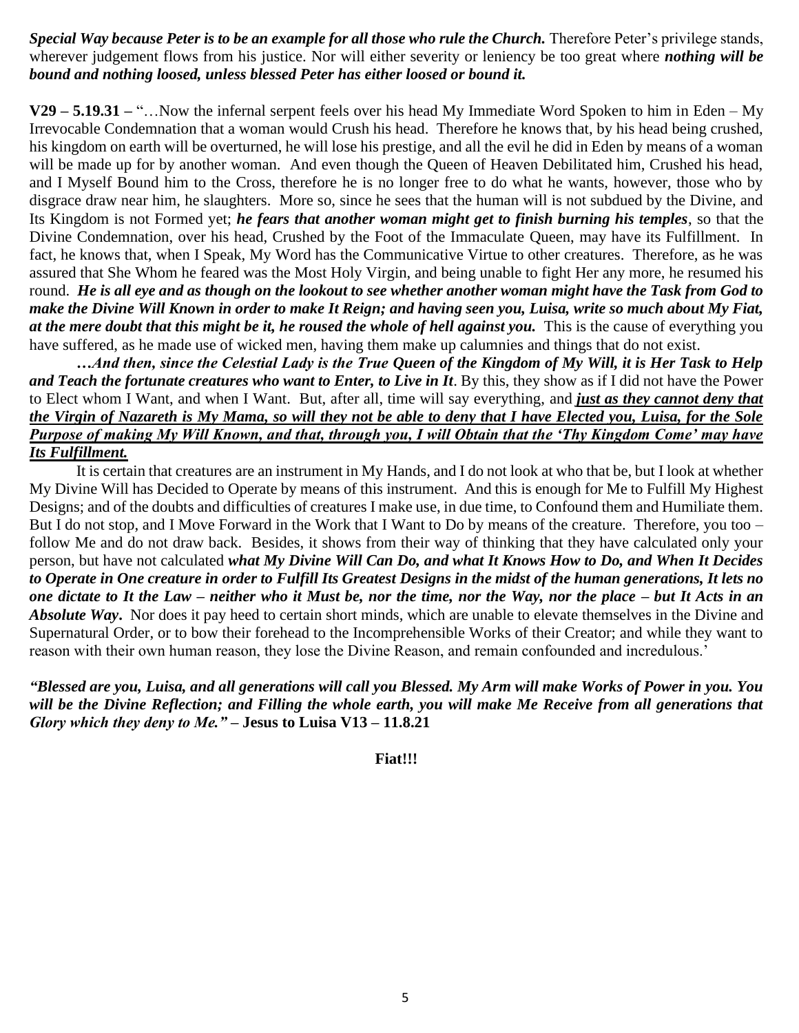***Special Way because Peter is to be an example for all those who rule the Church.*** Therefore Peter's privilege stands, wherever judgement flows from his justice. Nor will either severity or leniency be too great where ***nothing will be bound and nothing loosed, unless blessed Peter has either loosed or bound it.***

**V29 – 5.19.31 –** "…Now the infernal serpent feels over his head My Immediate Word Spoken to him in Eden – My Irrevocable Condemnation that a woman would Crush his head. Therefore he knows that, by his head being crushed, his kingdom on earth will be overturned, he will lose his prestige, and all the evil he did in Eden by means of a woman will be made up for by another woman. And even though the Queen of Heaven Debilitated him, Crushed his head, and I Myself Bound him to the Cross, therefore he is no longer free to do what he wants, however, those who by disgrace draw near him, he slaughters. More so, since he sees that the human will is not subdued by the Divine, and Its Kingdom is not Formed yet; ***he fears that another woman might get to finish burning his temples***, so that the Divine Condemnation, over his head, Crushed by the Foot of the Immaculate Queen, may have its Fulfillment. In fact, he knows that, when I Speak, My Word has the Communicative Virtue to other creatures. Therefore, as he was assured that She Whom he feared was the Most Holy Virgin, and being unable to fight Her any more, he resumed his round. ***He is all eye and as though on the lookout to see whether another woman might have the Task from God to make the Divine Will Known in order to make It Reign; and having seen you, Luisa, write so much about My Fiat, at the mere doubt that this might be it, he roused the whole of hell against you.*** This is the cause of everything you have suffered, as he made use of wicked men, having them make up calumnies and things that do not exist.

***…And then, since the Celestial Lady is the True Queen of the Kingdom of My Will, it is Her Task to Help and Teach the fortunate creatures who want to Enter, to Live in It***. By this, they show as if I did not have the Power to Elect whom I Want, and when I Want. But, after all, time will say everything, and <u>***just as they cannot deny that the Virgin of Nazareth is My Mama, so will they not be able to deny that I have Elected you, Luisa, for the Sole Purpose of making My Will Known, and that, through you, I will Obtain that the 'Thy Kingdom Come' may have Its Fulfillment.***</u>

It is certain that creatures are an instrument in My Hands, and I do not look at who that be, but I look at whether My Divine Will has Decided to Operate by means of this instrument. And this is enough for Me to Fulfill My Highest Designs; and of the doubts and difficulties of creatures I make use, in due time, to Confound them and Humiliate them. But I do not stop, and I Move Forward in the Work that I Want to Do by means of the creature. Therefore, you too – follow Me and do not draw back. Besides, it shows from their way of thinking that they have calculated only your person, but have not calculated ***what My Divine Will Can Do, and what It Knows How to Do, and When It Decides to Operate in One creature in order to Fulfill Its Greatest Designs in the midst of the human generations, It lets no one dictate to It the Law – neither who it Must be, nor the time, nor the Way, nor the place – but It Acts in an Absolute Way***. Nor does it pay heed to certain short minds, which are unable to elevate themselves in the Divine and Supernatural Order, or to bow their forehead to the Incomprehensible Works of their Creator; and while they want to reason with their own human reason, they lose the Divine Reason, and remain confounded and incredulous.'

***"Blessed are you, Luisa, and all generations will call you Blessed. My Arm will make Works of Power in you. You will be the Divine Reflection; and Filling the whole earth, you will make Me Receive from all generations that Glory which they deny to Me."*** **– Jesus to Luisa V13 – 11.8.21**

**Fiat!!!**